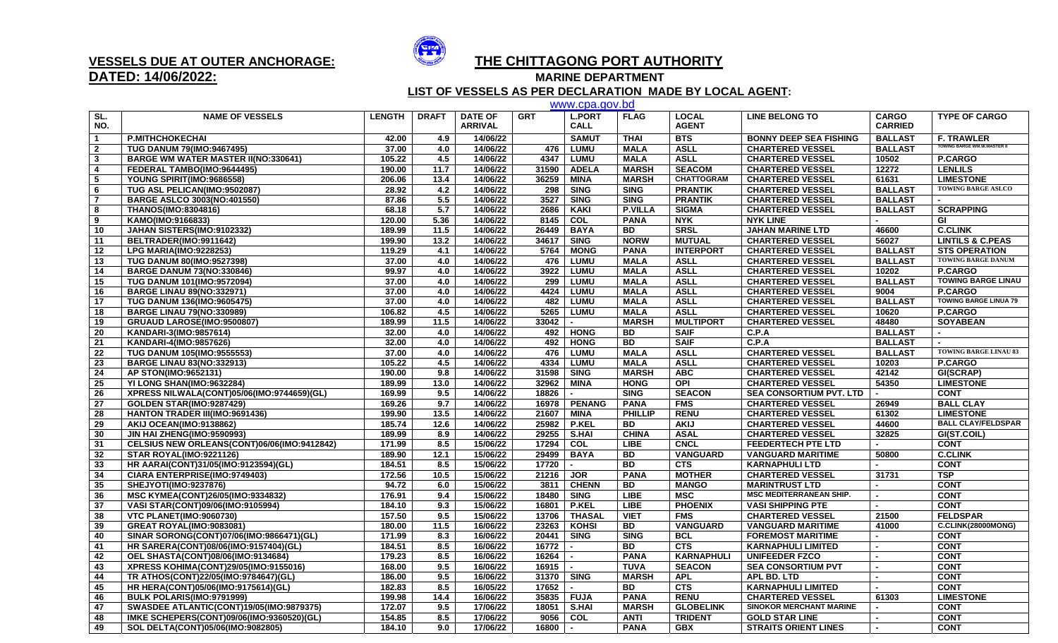**VESSELS DUE AT OUTER ANCHORAGE:**
**DATED: 14/06/2022:**

# THE CHITTAGONG PORT AUTHORITY

## MARINE DEPARTMENT

### LIST OF VESSELS AS PER DECLARATION MADE BY LOCAL AGENT:

www.cpa.gov.bd

| SL. NO. | NAME OF VESSELS | LENGTH | DRAFT | DATE OF ARRIVAL | GRT | L.PORT CALL | FLAG | LOCAL AGENT | LINE BELONG TO | CARGO CARRIED | TYPE OF CARGO |
|---|---|---|---|---|---|---|---|---|---|---|---|
| 1 | P.MITHCHOKECHAI | 42.00 | 4.9 | 14/06/22 | | SAMUT | THAI | BTS | BONNY DEEP SEA FISHING | BALLAST | F. TRAWLER |
| 2 | TUG DANUM 79(IMO:9467495) | 37.00 | 4.0 | 14/06/22 | 476 | LUMU | MALA | ASLL | CHARTERED VESSEL | BALLAST | TOWING BARGE WM.W.MASTER II |
| 3 | BARGE WM WATER MASTER II(NO:330641) | 105.22 | 4.5 | 14/06/22 | 4347 | LUMU | MALA | ASLL | CHARTERED VESSEL | 10502 | P.CARGO |
| 4 | FEDERAL TAMBO(IMO:9644495) | 190.00 | 11.7 | 14/06/22 | 31590 | ADELA | MARSH | SEACOM | CHARTERED VESSEL | 12272 | LENLILS |
| 5 | YOUNG SPIRIT(IMO:9686558) | 206.06 | 13.4 | 14/06/22 | 36259 | MINA | MARSH | CHATTOGRAM | CHARTERED VESSEL | 61631 | LIMESTONE |
| 6 | TUG ASL PELICAN(IMO:9502087) | 28.92 | 4.2 | 14/06/22 | 298 | SING | SING | PRANTIK | CHARTERED VESSEL | BALLAST | TOWING BARGE ASLCO |
| 7 | BARGE ASLCO 3003(NO:401550) | 87.86 | 5.5 | 14/06/22 | 3527 | SING | SING | PRANTIK | CHARTERED VESSEL | BALLAST | - |
| 8 | THANOS(IMO:8304816) | 68.18 | 5.7 | 14/06/22 | 2686 | KAKI | P.VILLA | SIGMA | CHARTERED VESSEL | BALLAST | SCRAPPING |
| 9 | KAMO(IMO:9166833) | 120.00 | 5.36 | 14/06/22 | 8145 | COL | PANA | NYK | NYK LINE | - | GI |
| 10 | JAHAN SISTERS(IMO:9102332) | 189.99 | 11.5 | 14/06/22 | 26449 | BAYA | BD | SRSL | JAHAN MARINE LTD | 46600 | C.CLINK |
| 11 | BELTRADER(IMO:9911642) | 199.90 | 13.2 | 14/06/22 | 34617 | SING | NORW | MUTUAL | CHARTERED VESSEL | 56027 | LINTILS & C.PEAS |
| 12 | LPG MARIA(IMO:9228253) | 119.29 | 4.1 | 14/06/22 | 5764 | MONG | PANA | INTERPORT | CHARTERED VESSEL | BALLAST | STS OPERATION |
| 13 | TUG DANUM 80(IMO:9527398) | 37.00 | 4.0 | 14/06/22 | 476 | LUMU | MALA | ASLL | CHARTERED VESSEL | BALLAST | TOWING BARGE DANUM |
| 14 | BARGE DANUM 73(NO:330846) | 99.97 | 4.0 | 14/06/22 | 3922 | LUMU | MALA | ASLL | CHARTERED VESSEL | 10202 | P.CARGO |
| 15 | TUG DANUM 101(IMO:9572094) | 37.00 | 4.0 | 14/06/22 | 299 | LUMU | MALA | ASLL | CHARTERED VESSEL | BALLAST | TOWING BARGE LINAU |
| 16 | BARGE LINAU 89(NO:332971) | 37.00 | 4.0 | 14/06/22 | 4424 | LUMU | MALA | ASLL | CHARTERED VESSEL | 9004 | P.CARGO |
| 17 | TUG DANUM 136(IMO:9605475) | 37.00 | 4.0 | 14/06/22 | 482 | LUMU | MALA | ASLL | CHARTERED VESSEL | BALLAST | TOWING BARGE LINUA 79 |
| 18 | BARGE LINAU 79(NO:330989) | 106.82 | 4.5 | 14/06/22 | 5265 | LUMU | MALA | ASLL | CHARTERED VESSEL | 10620 | P.CARGO |
| 19 | GRUAUD LAROSE(IMO:9500807) | 189.99 | 11.5 | 14/06/22 | 33042 | - | MARSH | MULTIPORT | CHARTERED VESSEL | 48480 | SOYABEAN |
| 20 | KANDARI-3(IMO:9857614) | 32.00 | 4.0 | 14/06/22 | 492 | HONG | BD | SAIF | C.P.A | BALLAST | - |
| 21 | KANDARI-4(IMO:9857626) | 32.00 | 4.0 | 14/06/22 | 492 | HONG | BD | SAIF | C.P.A | BALLAST | - |
| 22 | TUG DANUM 105(IMO:9555553) | 37.00 | 4.0 | 14/06/22 | 476 | LUMU | MALA | ASLL | CHARTERED VESSEL | BALLAST | TOWING BARGE LINAU 83 |
| 23 | BARGE LINAU 83(NO:332913) | 105.22 | 4.5 | 14/06/22 | 4334 | LUMU | MALA | ASLL | CHARTERED VESSEL | 10203 | P.CARGO |
| 24 | AP STON(IMO:9652131) | 190.00 | 9.8 | 14/06/22 | 31598 | SING | MARSH | ABC | CHARTERED VESSEL | 42142 | GI(SCRAP) |
| 25 | YI LONG SHAN(IMO:9632284) | 189.99 | 13.0 | 14/06/22 | 32962 | MINA | HONG | OPI | CHARTERED VESSEL | 54350 | LIMESTONE |
| 26 | XPRESS NILWALA(CONT)05/06(IMO:9744659)(GL) | 169.99 | 9.5 | 14/06/22 | 18826 | - | SING | SEACON | SEA CONSORTIUM PVT. LTD | - | CONT |
| 27 | GOLDEN STAR(IMO:9287429) | 169.26 | 9.7 | 14/06/22 | 16978 | PENANG | PANA | FMS | CHARTERED VESSEL | 26949 | BALL CLAY |
| 28 | HANTON TRADER III(IMO:9691436) | 199.90 | 13.5 | 14/06/22 | 21607 | MINA | PHILLIP | RENU | CHARTERED VESSEL | 61302 | LIMESTONE |
| 29 | AKIJ OCEAN(IMO:9138862) | 185.74 | 12.6 | 14/06/22 | 25982 | P.KEL | BD | AKIJ | CHARTERED VESSEL | 44600 | BALL CLAY/FELDSPAR |
| 30 | JIN HAI ZHENG(IMO:9590993) | 189.99 | 8.9 | 14/06/22 | 29255 | S.HAI | CHINA | ASAL | CHARTERED VESSEL | 32825 | GI(ST.COIL) |
| 31 | CELSIUS NEW ORLEANS(CONT)06/06(IMO:9412842) | 171.99 | 8.5 | 15/06/22 | 17294 | COL | LIBE | CNCL | FEEDERTECH PTE LTD | - | CONT |
| 32 | STAR ROYAL(IMO:9221126) | 189.90 | 12.1 | 15/06/22 | 29499 | BAYA | BD | VANGUARD | VANGUARD MARITIME | 50800 | C.CLINK |
| 33 | HR AARAI(CONT)31/05(IMO:9123594)(GL) | 184.51 | 8.5 | 15/06/22 | 17720 | - | BD | CTS | KARNAPHULI LTD | - | CONT |
| 34 | CIARA ENTERPRISE(IMO:9749403) | 172.56 | 10.5 | 15/06/22 | 21216 | JOR | PANA | MOTHER | CHARTERED VESSEL | 31731 | TSP |
| 35 | SHEJYOTI(IMO:9237876) | 94.72 | 6.0 | 15/06/22 | 3811 | CHENN | BD | MANGO | MARINTRUST LTD | - | CONT |
| 36 | MSC KYMEA(CONT)26/05(IMO:9334832) | 176.91 | 9.4 | 15/06/22 | 18480 | SING | LIBE | MSC | MSC MEDITERRANEAN SHIP. | - | CONT |
| 37 | VASI STAR(CONT)09/06(IMO:9105994) | 184.10 | 9.3 | 15/06/22 | 16801 | P.KEL | LIBE | PHOENIX | VASI SHIPPING PTE | - | CONT |
| 38 | VTC PLANET(IMO:9060730) | 157.50 | 9.5 | 15/06/22 | 13706 | THASAL | VIET | FMS | CHARTERED VESSEL | 21500 | FELDSPAR |
| 39 | GREAT ROYAL(IMO:9083081) | 180.00 | 11.5 | 16/06/22 | 23263 | KOHSI | BD | VANGUARD | VANGUARD MARITIME | 41000 | C.CLINK(28000MONG) |
| 40 | SINAR SORONG(CONT)07/06(IMO:9866471)(GL) | 171.99 | 8.3 | 16/06/22 | 20441 | SING | SING | BCL | FOREMOST MARITIME | - | CONT |
| 41 | HR SARERA(CONT)08/06(IMO:9157404)(GL) | 184.51 | 8.5 | 16/06/22 | 16772 | - | BD | CTS | KARNAPHULI LIMITED | - | CONT |
| 42 | OEL SHASTA(CONT)08/06(IMO:9134684) | 179.23 | 8.5 | 16/06/22 | 16264 | - | PANA | KARNAPHULI | UNIFEEDER FZCO | - | CONT |
| 43 | XPRESS KOHIMA(CONT)29/05(IMO:9155016) | 168.00 | 9.5 | 16/06/22 | 16915 | - | TUVA | SEACON | SEA CONSORTIUM PVT | - | CONT |
| 44 | TR ATHOS(CONT)22/05(IMO:9784647)(GL) | 186.00 | 9.5 | 16/06/22 | 31370 | SING | MARSH | APL | APL BD. LTD | - | CONT |
| 45 | HR HERA(CONT)05/06(IMO:9175614)(GL) | 182.83 | 8.5 | 16/05/22 | 17652 | - | BD | CTS | KARNAPHULI LIMITED | - | CONT |
| 46 | BULK POLARIS(IMO:9791999) | 199.98 | 14.4 | 16/06/22 | 35835 | FUJA | PANA | RENU | CHARTERED VESSEL | 61303 | LIMESTONE |
| 47 | SWASDEE ATLANTIC(CONT)19/05(IMO:9879375) | 172.07 | 9.5 | 17/06/22 | 18051 | S.HAI | MARSH | GLOBELINK | SINOKOR MERCHANT MARINE | - | CONT |
| 48 | IMKE SCHEPERS(CONT)09/06(IMO:9360520)(GL) | 154.85 | 8.5 | 17/06/22 | 9056 | COL | ANTI | TRIDENT | GOLD STAR LINE | - | CONT |
| 49 | SOL DELTA(CONT)05/06(IMO:9082805) | 184.10 | 9.0 | 17/06/22 | 16800 | - | PANA | GBX | STRAITS ORIENT LINES | - | CONT |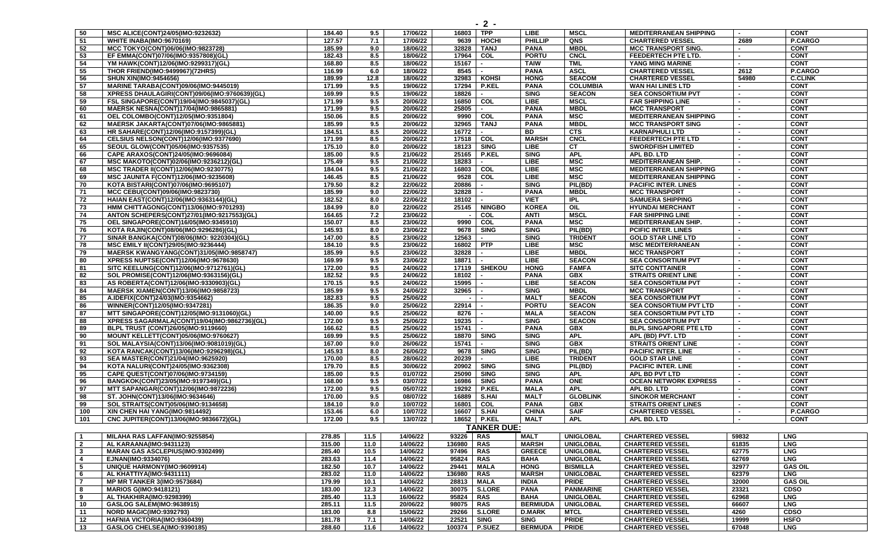| | | | | | | | | | | | |
|---|---|---|---|---|---|---|---|---|---|---|---|
| 50 | MSC ALICE(CONT)24/05(IMO:9232632) | 184.40 | 9.5 | 17/06/22 | 16803 | TPP | LIBE | MSCL | MEDITERRANEAN SHIPPING | - | CONT |
| 51 | WHITE INABA(IMO:9670169) | 127.57 | 7.1 | 17/06/22 | 9639 | HOCHI | PHILLIP | QNS | CHARTERED VESSEL | 2689 | P.CARGO |
| 52 | MCC TOKYO(CONT)06/06(IMO:9823728) | 185.99 | 9.0 | 18/06/22 | 32828 | TANJ | PANA | MBDL | MCC TRANSPORT SING. | - | CONT |
| 53 | EF EMMA(CONT)07/06(IMO:9357808)(GL) | 182.43 | 8.5 | 18/06/22 | 17964 | COL | PORTU | CNCL | FEEDERTECH PTE LTD. | - | CONT |
| 54 | YM HAWK(CONT)12/06(IMO:9299317)(GL) | 168.80 | 8.5 | 18/06/22 | 15167 | - | TAIW | TML | YANG MING MARINE | - | CONT |
| 55 | THOR FRIEND(IMO:9499967)(72HRS) | 116.99 | 6.0 | 18/06/22 | 8545 | - | PANA | ASCL | CHARTERED VESSEL | 2612 | P.CARGO |
| 56 | SHUN XIN(IMO:9454656) | 189.99 | 12.8 | 18/06/22 | 32983 | KOHSI | HONG | SEACOM | CHARTERED VESSEL | 54980 | C.CLINK |
| 57 | MARINE TARABA(CONT)09/06(IMO:9445019) | 171.99 | 9.5 | 19/06/22 | 17294 | P.KEL | PANA | COLUMBIA | WAN HAI LINES LTD | - | CONT |
| 58 | XPRESS DHAULAGIRI(CONT)09/06(IMO:9760639)(GL) | 169.99 | 9.5 | 19/06/22 | 18826 | - | SING | SEACON | SEA CONSORTIUM PVT | - | CONT |
| 59 | FSL SINGAPORE(CONT)19/04(IMO:9845037)(GL) | 171.99 | 9.5 | 20/06/22 | 16850 | COL | LIBE | MSCL | FAR SHIPPING LINE | - | CONT |
| 60 | MAERSK NESNA(CONT)17/04(IMO:9865881) | 171.99 | 9.5 | 20/06/22 | 25805 | - | PANA | MBDL | MCC TRANSPORT | - | CONT |
| 61 | OEL COLOMBO(CONT)12/05(IMO:9351804) | 150.06 | 8.5 | 20/06/22 | 9990 | COL | PANA | MSC | MEDITERRANEAN SHIPPING | - | CONT |
| 62 | MAERSK JAKARTA(CONT)07/06(IMO:9865881) | 185.99 | 9.5 | 20/06/22 | 32965 | TANJ | PANA | MBDL | MCC TRANSPORT SING | - | CONT |
| 63 | HR SAHARE(CONT)12/06(IMO:9157399)(GL) | 184.51 | 8.5 | 20/06/22 | 16772 | - | BD | CTS | KARNAPHULI LTD | - | CONT |
| 64 | CELSIUS NELSON(CONT)12/06(IMO:9377690) | 171.99 | 8.5 | 20/06/22 | 17518 | COL | MARSH | CNCL | FEEDERTECH PTE LTD | - | CONT |
| 65 | SEOUL GLOW(CONT)05/06(IMO:9357535) | 175.10 | 8.0 | 20/06/22 | 18123 | SING | LIBE | CT | SWORDFISH LIMITED | - | CONT |
| 66 | CAPE ARAXOS(CONT)24/05(IMO:9696084) | 185.00 | 9.5 | 21/06/22 | 25165 | P.KEL | SING | APL | APL BD. LTD | - | CONT |
| 67 | MSC MAKOTO(CONT)02/06(IMO:9236212)(GL) | 175.49 | 9.5 | 21/06/22 | 18283 | - | LIBE | MSC | MEDITERRANEAN SHIP. | - | CONT |
| 68 | MSC TRADER II(CONT)12/06(IMO:9230775) | 184.04 | 9.5 | 21/06/22 | 16803 | COL | LIBE | MSC | MEDITERRANEAN SHIPPING | - | CONT |
| 69 | MSC JAUNITA F(CONT)12/06(IMO:9235608) | 146.45 | 8.5 | 21/06/22 | 9528 | COL | LIBE | MSC | MEDITERRANEAN SHIPPING | - | CONT |
| 70 | KOTA BISTARI(CONT)07/06(IMO:9695107) | 179.50 | 8.2 | 22/06/22 | 20886 | - | SING | PIL(BD) | PACIFIC INTER. LINES | - | CONT |
| 71 | MCC CEBU(CONT)09/06(IMO:9823730) | 185.99 | 9.0 | 22/06/22 | 32828 | - | PANA | MBDL | MCC TRANSPORT | - | CONT |
| 72 | HAIAN EAST(CONT)12/06(IMO:9363144)(GL) | 182.52 | 8.0 | 22/06/22 | 18102 | - | VIET | IPL | SAMUERA SHIPPING | - | CONT |
| 73 | HMM CHITTAGONG(CONT)13/06(IMO:9701293) | 184.99 | 8.0 | 22/06/22 | 25145 | NINGBO | KOREA | OIL | HYUNDAI MERCHANT | - | CONT |
| 74 | ANTON SCHEPERS(CONT)27/01(IMO:9217553)(GL) | 164.65 | 7.2 | 23/06/22 | - | COL | ANTI | MSCL | FAR SHIPPING LINE | - | CONT |
| 75 | OEL SINGAPORE(CONT)16/05(IMO:9345910) | 150.07 | 8.5 | 23/06/22 | 9990 | COL | PANA | MSC | MEDITERRANEAN SHIP. | - | CONT |
| 76 | KOTA RAJIN(CONT)08/06(IMO:9296286)(GL) | 145.93 | 8.0 | 23/06/22 | 9678 | SING | SING | PIL(BD) | PCIFIC INTER. LINES | - | CONT |
| 77 | SINAR BANGKA(CONT)08/06(IMO: 9220304)(GL) | 147.00 | 8.5 | 23/06/22 | 12563 | - | SING | TRIDENT | GOLD STAR LINE LTD | - | CONT |
| 78 | MSC EMILY II(CONT)29/05(IMO:9236444) | 184.10 | 9.5 | 23/06/22 | 16802 | PTP | LIBE | MSC | MSC MEDITERRANEAN | - | CONT |
| 79 | MAERSK KWANGYANG(CONT)31/05(IMO:9858747) | 185.99 | 9.5 | 23/06/22 | 32828 | - | LIBE | MBDL | MCC TRANSPORT | - | CONT |
| 80 | XPRESS NUPTSE(CONT)12/06(IMO:9678630) | 169.99 | 9.5 | 23/06/22 | 18871 | - | LIBE | SEACON | SEA CONSORTIUM PVT | - | CONT |
| 81 | SITC KEELUNG(CONT)12/06(IMO:9712761)(GL) | 172.00 | 9.5 | 24/06/22 | 17119 | SHEKOU | HONG | FAMFA | SITC CONTTAINER | - | CONT |
| 82 | SOL PROMISE(CONT)12/06(IMO:9363156)(GL) | 182.52 | 9.5 | 24/06/22 | 18102 | - | PANA | GBX | STRAITS ORIENT LINE | - | CONT |
| 83 | AS ROBERTA(CONT)12/06(IMO:9330903)(GL) | 170.15 | 9.5 | 24/06/22 | 15995 | - | LIBE | SEACON | SEA CONSORTIUM PVT | - | CONT |
| 84 | MAERSK XIAMEN(CONT)13/06(IMO:9858723) | 185.99 | 9.5 | 24/06/22 | 32965 | - | SING | MBDL | MCC TRANSPORT | - | CONT |
| 85 | A.IDEFIX(CONT)24/03(IMO:9354662) | 182.83 | 9.5 | 25/06/22 | - | - | MALT | SEACON | SEA CONSORTIUM PVT | - | CONT |
| 86 | WINNER(CONT)12/05(IMO:9347281) | 186.35 | 9.0 | 25/06/22 | 22914 | - | PORTU | SEACON | SEA CONSORTIUM PVT LTD | - | CONT |
| 87 | MTT SINGAPORE(CONT)12/05(IMO:9131060)(GL) | 140.00 | 9.5 | 25/06/22 | 8276 | - | MALA | SEACON | SEA CONSORTIUM PVT LTD | - | CONT |
| 88 | XPRESS SAGARMALA(CONT)19/04(IMO:9862736)(GL) | 172.00 | 9.5 | 25/06/22 | 19235 | - | SING | SEACON | SEA CONSORTIUM PVT | - | CONT |
| 89 | BLPL TRUST (CONT)26/05(IMO:9119660) | 166.62 | 8.5 | 25/06/22 | 15741 | - | PANA | GBX | BLPL SINGAPORE PTE LTD | - | CONT |
| 90 | MOUNT KELLETT(CONT)05/06(IMO:9760627) | 169.99 | 9.5 | 25/06/22 | 18870 | SING | SING | APL | APL (BD) PVT. LTD | - | CONT |
| 91 | SOL MALAYSIA(CONT)13/06(IMO:9081019)(GL) | 167.00 | 9.0 | 26/06/22 | 15741 | - | SING | GBX | STRAITS ORIENT LINE | - | CONT |
| 92 | KOTA RANCAK(CONT)13/06(IMO:9296298)(GL) | 145.93 | 8.0 | 26/06/22 | 9678 | SING | SING | PIL(BD) | PACIFIC INTER. LINE | - | CONT |
| 93 | SEA MASTER(CONT)21/04(IMO:9625920) | 170.00 | 8.5 | 28/06/22 | 20239 | - | LIBE | TRIDENT | GOLD STAR LINE | - | CONT |
| 94 | KOTA NALURI(CONT)24/05(IMO:9362308) | 179.70 | 8.5 | 30/06/22 | 20902 | SING | SING | PIL(BD) | PACIFIC INTER. LINE | - | CONT |
| 95 | CAPE QUEST(CONT)07/06(IMO:9734159) | 185.00 | 9.5 | 01/07/22 | 25090 | SING | SING | APL | APL BD PVT LTD | - | CONT |
| 96 | BANGKOK(CONT)23/05(IMO:9197349)(GL) | 168.00 | 9.5 | 03/07/22 | 16986 | SING | PANA | ONE | OCEAN NETWORK EXPRESS | - | CONT |
| 97 | MTT SAPANGAR(CONT)12/06(IMO:9872236) | 172.00 | 9.5 | 05/07/22 | 19292 | P.KEL | MALA | APL | APL BD. LTD | - | CONT |
| 98 | ST. JOHN(CONT)13/06(IMO:9634646) | 170.00 | 9.5 | 08/07/22 | 16889 | S.HAI | MALT | GLOBLINK | SINOKOR MERCHANT | - | CONT |
| 99 | SOL STRAITS(CONT)05/06(IMO:9134658) | 184.10 | 9.0 | 10/07/22 | 16801 | COL | PANA | GBX | STRAITS ORIENT LINES | - | CONT |
| 100 | XIN CHEN HAI YANG(IMO:9814492) | 153.46 | 6.0 | 10/07/22 | 16607 | S.HAI | CHINA | SAIF | CHARTERED VESSEL | - | P.CARGO |
| 101 | CNC JUPITER(CONT)13/06(IMO:9836672)(GL) | 172.00 | 9.5 | 13/07/22 | 18652 | P.KEL | MALT | APL | APL BD. LTD | - | CONT |

## TANKER DUE:

| | | | | | | | | | | | |
|---|---|---|---|---|---|---|---|---|---|---|---|
| 1 | MILAHA RAS LAFFAN(IMO:9255854) | 278.85 | 11.5 | 14/06/22 | 93226 | RAS | MALT | UNIGLOBAL | CHARTERED VESSEL | 59832 | LNG |
| 2 | AL KARAANA(IMO:9431123) | 315.00 | 11.0 | 14/06/22 | 136980 | RAS | MARSH | UNIGLOBAL | CHARTERED VESSEL | 61835 | LNG |
| 3 | MARAN GAS ASCLEPIUS(IMO:9302499) | 285.40 | 10.5 | 14/06/22 | 97496 | RAS | GREECE | UNIGLOBAL | CHARTERED VESSEL | 62775 | LNG |
| 4 | EJNAN(IMO:9334076) | 283.63 | 11.4 | 14/06/22 | 95824 | RAS | BAHA | UNIGLOBAL | CHARTERED VESSEL | 62769 | LNG |
| 5 | UNIQUE HARMONY(IMO:9609914) | 182.50 | 10.7 | 14/06/22 | 29441 | MALA | HONG | BISMILLA | CHARTERED VESSEL | 32977 | GAS OIL |
| 6 | AL KHATTIYA(IMO:9431111) | 283.02 | 11.0 | 14/06/22 | 136980 | RAS | MARSH | UNIGLOBAL | CHARTERED VESSEL | 62379 | LNG |
| 7 | MP MR TANKER 3(IMO:9573684) | 179.99 | 10.1 | 14/06/22 | 28813 | MALA | INDIA | PRIDE | CHARTERED VESSEL | 32000 | GAS OIL |
| 8 | MARIOS G(IMO:9418121) | 183.00 | 12.3 | 14/06/22 | 30075 | S.LORE | PANA | PANMARINE | CHARTERED VESSEL | 23321 | CDSO |
| 9 | AL THAKHIRA(IMO:9298399) | 285.40 | 11.3 | 16/06/22 | 95824 | RAS | BAHA | UNIGLOBAL | CHARTERED VESSEL | 62968 | LNG |
| 10 | GASLOG SALEM(IMO:9638915) | 285.11 | 11.5 | 20/06/22 | 98075 | RAS | BERMIUDA | UNIGLOBAL | CHARTERED VESSEL | 66607 | LNG |
| 11 | NORD MAGIC(IMO:9392793) | 183.00 | 8.8 | 15/06/22 | 29266 | S.LORE | D.MARK | MTCL | CHARTERED VESSEL | 4260 | CDSO |
| 12 | HAFNIA VICTORIA(IMO:9360439) | 181.78 | 7.1 | 14/06/22 | 22521 | SING | SING | PRIDE | CHARTERED VESSEL | 19999 | HSFO |
| 13 | GASLOG CHELSEA(IMO:9390185) | 288.60 | 11.6 | 14/06/22 | 100374 | P.SUEZ | BERMUDA | PRIDE | CHARTERED VESSEL | 67048 | LNG |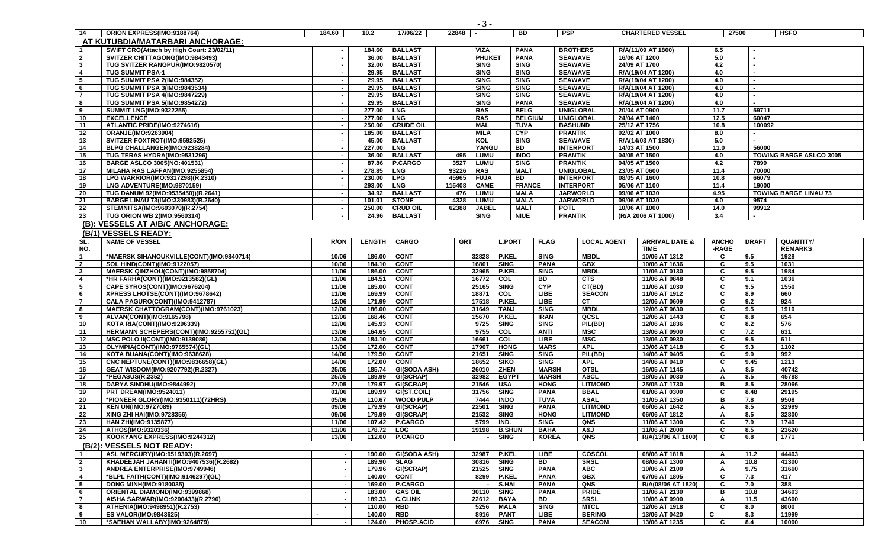| 14 | ORION EXPRESS(IMO:9188764) | 184.60 | 10.2 | 17/06/22 | 22848 | - | BD | PSP | CHARTERED VESSEL | 27500 | HSFO |
|---|---|---|---|---|---|---|---|---|---|---|---|

**AT KUTUBDIA/MATARBARI ANCHORAGE:**

| | | | | | | | | | | | | |
|---|---|---|---|---|---|---|---|---|---|---|---|---|
| 1 | SWIFT CRO(Attach by High Court: 23/02/11) | - | 184.60 | BALLAST | | VIZA | PANA | BROTHERS | R/A(11/09 AT 1800) | 6.5 | - | |
| 2 | SVITZER CHITTAGONG(IMO:9843493) | - | 36.00 | BALLAST | | PHUKET | PANA | SEAWAVE | 16/06 AT 1200 | 5.0 | - | |
| 3 | TUG SVITZER RANGPUR(IMO:9820570) | - | 32.00 | BALLAST | | SING | SING | SEAWAVE | 24/09 AT 1700 | 4.2 | - | |
| 4 | TUG SUMMIT PSA-1 | - | 29.95 | BALLAST | | SING | SING | SEAWAVE | R/A(19/04 AT 1200) | 4.0 | - | |
| 5 | TUG SUMMIT PSA 2(IMO:984352) | - | 29.95 | BALLAST | | SING | SING | SEAWAVE | R/A(19/04 AT 1200) | 4.0 | - | |
| 6 | TUG SUMMIT PSA 3(IMO:9843534) | - | 29.95 | BALLAST | | SING | SING | SEAWAVE | R/A(19/04 AT 1200) | 4.0 | - | |
| 7 | TUG SUMMIT PSA 4(IMO:9847229) | - | 29.95 | BALLAST | | SING | SING | SEAWAVE | R/A(19/04 AT 1200) | 4.0 | - | |
| 8 | TUG SUMMIT PSA 5(IMO:9854272) | - | 29.95 | BALLAST | | SING | PANA | SEAWAVE | R/A(19/04 AT 1200) | 4.0 | - | |
| 9 | SUMMIT LNG(IMO:9322255) | - | 277.00 | LNG | | RAS | BELG | UNIGLOBAL | 20/04 AT 0900 | 11.7 | 59711 | |
| 10 | EXCELLENCE | - | 277.00 | LNG | | RAS | BELGIUM | UNIGLOBAL | 24/04 AT 1400 | 12.5 | 60047 | |
| 11 | ATLANTIC PRIDE(IMO:9274616) | - | 250.00 | CRUDE OIL | | MAL | TUVA | BASHUND | 25/12 AT 1756 | 10.8 | 100092 | |
| 12 | ORANJE(IMO:9263904) | - | 185.00 | BALLAST | | MILA | CYP | PRANTIK | 02/02 AT 1000 | 8.0 | - | |
| 13 | SVITZER FOXTROT(IMO:9592525) | - | 45.00 | BALLAST | | KOL | SING | SEAWAVE | R/A(14/03 AT 1830) | 5.0 | - | |
| 14 | BLPG CHALLANGER(IMO:9238284) | - | 227.00 | LNG | | YANGU | BD | INTERPORT | 14/03 AT 1500 | 11.0 | 56000 | |
| 15 | TUG TERAS HYDRA(IMO:9531296) | - | 36.00 | BALLAST | 495 | LUMU | INDO | PRANTIK | 04/05 AT 1500 | 4.0 | TOWING BARGE ASLCO 3005 | |
| 16 | BARGE ASLCO 3005(NO:401531) | - | 87.86 | P.CARGO | 3527 | LUMU | SING | PRANTIK | 04/05 AT 1500 | 4.2 | 7899 | |
| 17 | MILAHA RAS LAFFAN(IMO:9255854) | - | 278.85 | LNG | 93226 | RAS | MALT | UNIGLOBAL | 23/05 AT 0600 | 11.4 | 70000 | |
| 18 | LPG WARRIOR(IMO:9317298)(R.2310) | - | 230.00 | LPG | 45965 | FUJA | BD | INTERPORT | 08/05 AT 1600 | 10.8 | 66079 | |
| 19 | LNG ADVENTURE(IMO:9870159) | - | 293.00 | LNG | 115408 | CAME | FRANCE | INTERPORT | 05/06 AT 1100 | 11.4 | 19000 | |
| 20 | TUG DANUM 92(IMO:9535450))(R.2641) | - | 34.92 | BALLAST | 476 | LUMU | MALA | JARWORLD | 09/06 AT 1030 | 4.95 | TOWING BARGE LINAU 73 | |
| 21 | BARGE LINAU 73(IMO:330983)(R.2640) | - | 101.01 | STONE | 4328 | LUMU | MALA | JARWORLD | 09/06 AT 1030 | 4.0 | 9574 | |
| 22 | STEMNITSA(IMO:9693070)(R.2754) | - | 250.00 | CRUD OIL | 62388 | JABEL | MALT | POTL | 10/06 AT 1000 | 14.0 | 99912 | |
| 23 | TUG ORION WB 2(IMO:9560314) | - | 24.96 | BALLAST | | SING | NIUE | PRANTIK | (R/A 2006 AT 1000) | 3.4 | - | |

**(B): VESSELS AT A/B/C ANCHORAGE:**

**(B/1) VESSELS READY:**

| SL. NO. | NAME OF VESSEL | R/ON | LENGTH | CARGO | GRT | L.PORT | FLAG | LOCAL AGENT | ARRIVAL DATE & TIME | ANCHO -RAGE | DRAFT | QUANTITY/ REMARKS |
|---|---|---|---|---|---|---|---|---|---|---|---|---|
| 1 | *MAERSK SIHANOUKVILLE(CONT)(IMO:9840714) | 10/06 | 186.00 | CONT | 32828 | P.KEL | SING | MBDL | 10/06 AT 1312 | C | 9.5 | 1928 |
| 2 | SOL HIND(CONT)(IMO:9122057) | 10/06 | 184.10 | CONT | 16801 | SING | PANA | GBX | 10/06 AT 1636 | C | 9.5 | 1031 |
| 3 | MAERSK QINZHOU(CONT)(IMO:9858704) | 11/06 | 186.00 | CONT | 32965 | P.KEL | SING | MBDL | 11/06 AT 0130 | C | 9.5 | 1984 |
| 4 | *HR FARHA(CONT)(IMO:9213582)(GL) | 11/06 | 184.51 | CONT | 16772 | COL | BD | CTS | 11/06 AT 0848 | C | 9.1 | 1036 |
| 5 | CAPE SYROS(CONT)(IMO:9676204) | 11/06 | 185.00 | CONT | 25165 | SING | CYP | CT(BD) | 11/06 AT 1030 | C | 9.5 | 1550 |
| 6 | XPRESS LHOTSE(CONT)(IMO:9678642) | 11/06 | 169.99 | CONT | 18871 | COL | LIBE | SEACON | 11/06 AT 1912 | C | 8.9 | 660 |
| 7 | CALA PAGURO(CONT)(IMO:9412787) | 12/06 | 171.99 | CONT | 17518 | P.KEL | LIBE | CT | 12/06 AT 0609 | C | 9.2 | 924 |
| 8 | MAERSK CHATTOGRAM(CONT)(IMO:9761023) | 12/06 | 186.00 | CONT | 31649 | TANJ | SING | MBDL | 12/06 AT 0630 | C | 9.5 | 1910 |
| 9 | ALVAN(CONT)(IMO:9165798) | 12/06 | 168.46 | CONT | 15670 | P.KEL | IRAN | QCSL | 12/06 AT 1443 | C | 8.8 | 654 |
| 10 | KOTA RIA(CONT)(IMO:9296339) | 12/06 | 145.93 | CONT | 9725 | SING | SING | PIL(BD) | 12/06 AT 1836 | C | 8.2 | 576 |
| 11 | HERMANN SCHEPERS(CONT)(IMO:9255751)(GL) | 13/06 | 164.65 | CONT | 9755 | COL | ANTI | MSC | 13/06 AT 0900 | C | 7.2 | 631 |
| 12 | MSC POLO II(CONT)(IMO:9139086) | 13/06 | 184.10 | CONT | 16661 | COL | LIBE | MSC | 13/06 AT 0930 | C | 9.5 | 611 |
| 13 | OLYMPIA(CONT)(IMO:9765574)(GL) | 13/06 | 172.00 | CONT | 17907 | HONG | MARS | APL | 13/06 AT 1418 | C | 9.3 | 1102 |
| 14 | KOTA BUANA(CONT)(IMO:9638628) | 14/06 | 179.50 | CONT | 21651 | SING | SING | PIL(BD) | 14/06 AT 0405 | C | 9.0 | 992 |
| 15 | CNC NEPTUNE(CONT)(IMO:9836658)(GL) | 14/06 | 172.00 | CONT | 18652 | SIKO | SING | APL | 14/06 AT 0410 | C | 9.45 | 1213 |
| 16 | GEAT WISDOM(IMO:9207792)(R.2327) | 25/05 | 185.74 | GI(SODA ASH) | 26010 | ZHEN | MARSH | OTSL | 16/05 AT 1145 | A | 8.5 | 40742 |
| 17 | *PEGASUS(R.2352) | 25/05 | 189.99 | GI(SCRAP) | 32982 | EGYPT | MARSH | ASCL | 18/05 AT 0030 | A | 8.5 | 45788 |
| 18 | DARYA SINDHU(IMO:9844992) | 27/05 | 179.97 | GI(SCRAP) | 21546 | USA | HONG | LITMOND | 25/05 AT 1730 | B | 8.5 | 28066 |
| 19 | PRT DREAM(IMO:9524011) | 01/06 | 189.99 | GI(ST.COIL) | 31756 | SING | PANA | BBAL | 01/06 AT 0300 | C | 8.48 | 29195 |
| 20 | *PIONEER GLORY(IMO:9350111)(72HRS) | 05/06 | 110.67 | WOOD PULP | 7444 | INDO | TUVA | ASAL | 31/05 AT 1350 | B | 7.8 | 9508 |
| 21 | KEN UN(IMO:9727089) | 09/06 | 179.99 | GI(SCRAP) | 22501 | SING | PANA | LITMOND | 06/06 AT 1642 | A | 8.5 | 32999 |
| 22 | XING ZHI HAI(IMO:9728356) | 09/06 | 179.99 | GI(SCRAP) | 21532 | SING | HONG | LITMOND | 06/06 AT 1812 | A | 8.5 | 32800 |
| 23 | HAN ZHI(IMO:9135877) | 11/06 | 107.42 | P.CARGO | 5799 | IND. | SING | QNS | 11/06 AT 1300 | C | 7.9 | 1740 |
| 24 | ATHOS(IMO:9320336) | 11/06 | 178.72 | LOG | 19198 | B.SHUN | BAHA | A&J | 11/06 AT 2000 | C | 8.5 | 23620 |
| 25 | KOOKYANG EXPRESS(IMO:9244312) | 13/06 | 112.00 | P.CARGO | - | SING | KOREA | QNS | R/A(13/06 AT 1800) | C | 6.8 | 1771 |

**(B/2): VESSELS NOT READY:**

| | | | | | | | | | | | | |
|---|---|---|---|---|---|---|---|---|---|---|---|---|
| 1 | ASL MERCURY(IMO:9519303)(R.2697) | - | 190.00 | GI(SODA ASH) | 32987 | P.KEL | LIBE | COSCOL | 08/06 AT 1818 | A | 11.2 | 44403 |
| 2 | KHADEEJAH JAHAN II(IMO:9407536)(R.2682) | - | 189.90 | SLAG | 30816 | SING | BD | SRSL | 08/06 AT 1300 | A | 10.8 | 41300 |
| 3 | ANDREA ENTERPRISE(IMO:9749946) | - | 179.96 | GI(SCRAP) | 21525 | SING | PANA | ABC | 10/06 AT 2100 | A | 9.75 | 31660 |
| 4 | *BLPL FAITH(CONT)(IMO:9146297)(GL) | - | 140.00 | CONT | 8299 | P.KEL | PANA | GBX | 07/06 AT 1805 | C | 7.3 | 417 |
| 5 | DONG MINH(IMO:9180035) | - | 169.00 | P.CARGO | - | S.HAI | PANA | QNS | R/A(08/06 AT 1820) | C | 7.0 | 388 |
| 6 | ORIENTAL DIAMOND(IMO:9399868) | - | 183.00 | GAS OIL | 30110 | SING | PANA | PRIDE | 11/06 AT 2130 | B | 10.8 | 34603 |
| 7 | AISHA SARWAR(IMO:9200433)(R.2790) | - | 189.33 | C.CLINK | 22612 | BAYA | BD | SRSL | 10/06 AT 0900 | A | 11.5 | 43600 |
| 8 | ATHENIA(IMO:9498951)(R.2753) | - | 110.00 | RBD | 5256 | MALA | SING | MTCL | 12/06 AT 1918 | C | 8.0 | 8000 |
| 9 | ES VALOR(IMO:9843625) | - | 140.00 | RBD | 8916 | PANT | LIBE | BERING | 13/06 AT 0420 | C | 8.3 | 11999 |
| 10 | *SAEHAN WALLABY(IMO:9264879) | - | 124.00 | PHOSP.ACID | 6976 | SING | PANA | SEACOM | 13/06 AT 1235 | C | 8.4 | 10000 |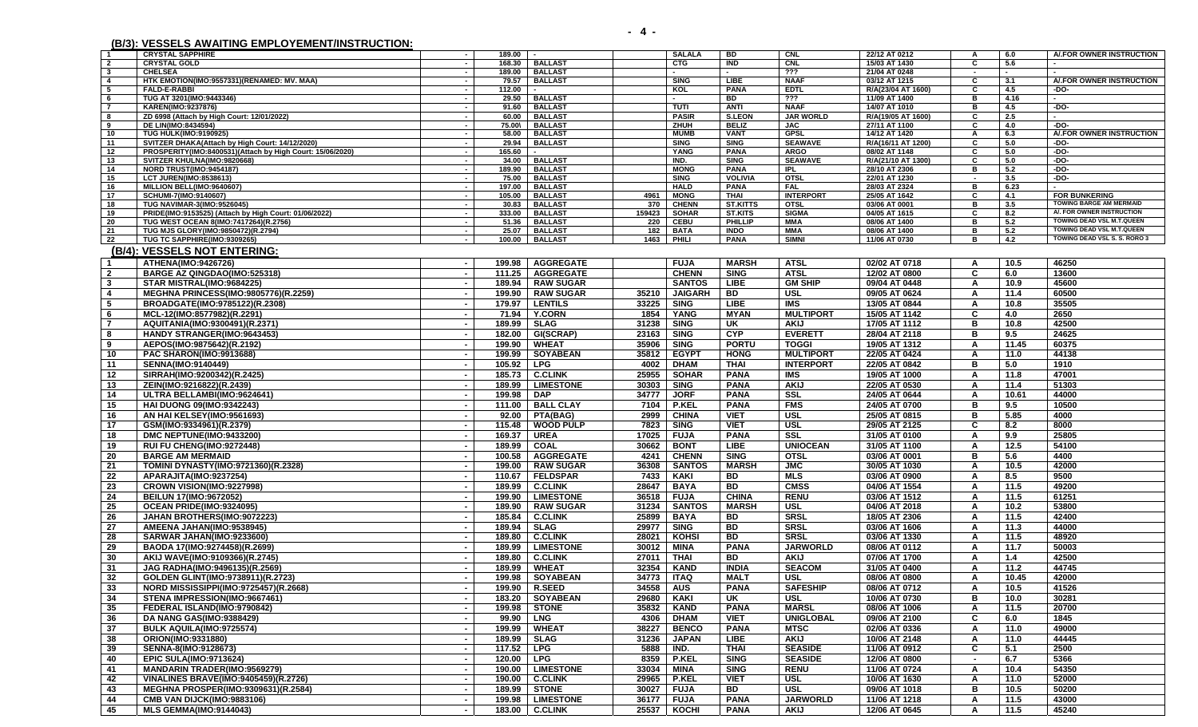## (B/3): VESSELS AWAITING EMPLOYEMENT/INSTRUCTION:

| | | | | | | | | | | | | |
|---|---|---|---|---|---|---|---|---|---|---|---|---|
| 1 | CRYSTAL SAPPHIRE | - | 189.00 | - | | SALALA | BD | CNL | 22/12 AT 0212 | A | 6.0 | A/.FOR OWNER INSTRUCTION |
| 2 | CRYSTAL GOLD | - | 168.30 | BALLAST | | CTG | IND | CNL | 15/03 AT 1430 | C | 5.6 | - |
| 3 | CHELSEA | - | 189.00 | BALLAST | | - | - | ??? | 21/04 AT 0248 | - | - | - |
| 4 | HTK EMOTION(IMO:9557331)(RENAMED: MV. MAA) | - | 79.57 | BALLAST | | SING | LIBE | NAAF | 03/12 AT 1215 | C | 3.1 | A/.FOR OWNER INSTRUCTION |
| 5 | FALD-E-RABBI | - | 112.00 | - | | KOL | PANA | EDTL | R/A(23/04 AT 1600) | C | 4.5 | -DO- |
| 6 | TUG AT 3201(IMO:9443346) | - | 29.50 | BALLAST | | - | BD | ??? | 11/09 AT 1400 | B | 4.16 | - |
| 7 | KAREN(IMO:9237876) | - | 91.60 | BALLAST | | TUTI | ANTI | NAAF | 14/07 AT 1010 | B | 4.5 | -DO- |
| 8 | ZD 6998 (Attach by High Court: 12/01/2022) | - | 60.00 | BALLAST | | PASIR | S.LEON | JAR WORLD | R/A(19/05 AT 1600) | C | 2.5 | - |
| 9 | DE LIN(IMO:8434594) | - | 75.00\ | BALLAST | | ZHUH | BELIZ | JAC | 27/11 AT 1100 | C | 4.0 | -DO- |
| 10 | TUG HULK(IMO:9190925) | - | 58.00 | BALLAST | | MUMB | VANT | GPSL | 14/12 AT 1420 | A | 6.3 | A/.FOR OWNER INSTRUCTION |
| 11 | SVITZER DHAKA(Attach by High Court: 14/12/2020) | - | 29.94 | BALLAST | | SING | SING | SEAWAVE | R/A(16/11 AT 1200) | C | 5.0 | -DO- |
| 12 | PROSPERITY(IMO:8400531)(Attach by High Court: 15/06/2020) | - | 165.60 | - | | YANG | PANA | ARGO | 08/02 AT 1148 | C | 5.0 | -DO- |
| 13 | SVITZER KHULNA(IMO:9820668) | - | 34.00 | BALLAST | | IND. | SING | SEAWAVE | R/A(21/10 AT 1300) | C | 5.0 | -DO- |
| 14 | NORD TRUST(IMO:9454187) | - | 189.90 | BALLAST | | MONG | PANA | IPL | 28/10 AT 2306 | B | 5.2 | -DO- |
| 15 | LCT JUREN(IMO:8538613) | - | 75.00 | BALLAST | | SING | VOLIVIA | OTSL | 22/01 AT 1230 | - | 3.5 | -DO- |
| 16 | MILLION BELL(IMO:9640607) | - | 197.00 | BALLAST | | HALD | PANA | FAL | 28/03 AT 2324 | B | 6.23 | - |
| 17 | SCHUMI-7(IMO:9140607) | - | 105.00 | BALLAST | 4961 | MONG | THAI | INTERPORT | 25/05 AT 1642 | C | 4.1 | FOR BUNKERING |
| 18 | TUG NAVIMAR-3(IMO:9526045) | - | 30.83 | BALLAST | 370 | CHENN | ST.KITTS | OTSL | 03/06 AT 0001 | B | 3.5 | TOWING BARGE AM MERMAID |
| 19 | PRIDE(IMO:9153525) (Attach by High Court: 01/06/2022) | - | 333.00 | BALLAST | 159423 | SOHAR | ST.KITS | SIGMA | 04/05 AT 1615 | C | 8.2 | A/. FOR OWNER INSTRUCTION |
| 20 | TUG WEST OCEAN 8(IMO:7417264)(R.2756) | - | 51.36 | BALLAST | 220 | CEBU | PHILLIP | MMA | 08/06 AT 1400 | B | 5.2 | TOWING DEAD VSL M.T.QUEEN |
| 21 | TUG MJS GLORY(IMO:9850472)(R.2794) | - | 25.07 | BALLAST | 182 | BATA | INDO | MMA | 08/06 AT 1400 | B | 5.2 | TOWING DEAD VSL M.T.QUEEN |
| 22 | TUG TC SAPPHIRE(IMO:9309265) | - | 100.00 | BALLAST | 1463 | PHILI | PANA | SIMNI | 11/06 AT 0730 | B | 4.2 | TOWING DEAD VSL S. S. RORO 3 |

## (B/4): VESSELS NOT ENTERING:

| | | | | | | | | | | | | |
|---|---|---|---|---|---|---|---|---|---|---|---|---|
| 1 | ATHENA(IMO:9426726) | - | 199.98 | AGGREGATE | | FUJA | MARSH | ATSL | 02/02 AT 0718 | A | 10.5 | 46250 |
| 2 | BARGE AZ QINGDAO(IMO:525318) | - | 111.25 | AGGREGATE | | CHENN | SING | ATSL | 12/02 AT 0800 | C | 6.0 | 13600 |
| 3 | STAR MISTRAL(IMO:9684225) | - | 189.94 | RAW SUGAR | | SANTOS | LIBE | GM SHIP | 09/04 AT 0448 | A | 10.9 | 45600 |
| 4 | MEGHNA PRINCESS(IMO:9805776)(R.2259) | - | 199.90 | RAW SUGAR | 35210 | JAIGARH | BD | USL | 09/05 AT 0624 | A | 11.4 | 60500 |
| 5 | BROADGATE(IMO:9785122)(R.2308) | - | 179.97 | LENTILS | 33225 | SING | LIBE | IMS | 13/05 AT 0844 | A | 10.8 | 35505 |
| 6 | MCL-12(IMO:8577982)(R.2291) | - | 71.94 | Y.CORN | 1854 | YANG | MYAN | MULTIPORT | 15/05 AT 1142 | C | 4.0 | 2650 |
| 7 | AQUITANIA(IMO:9300491)(R.2371) | - | 189.99 | SLAG | 31238 | SING | UK | AKIJ | 17/05 AT 1112 | B | 10.8 | 42500 |
| 8 | HANDY STRANGER(IMO:9643453) | - | 182.00 | GI(SCRAP) | 23163 | SING | CYP | EVERETT | 28/04 AT 2118 | B | 9.5 | 24625 |
| 9 | AEPOS(IMO:9875642)(R.2192) | - | 199.90 | WHEAT | 35906 | SING | PORTU | TOGGI | 19/05 AT 1312 | A | 11.45 | 60375 |
| 10 | PAC SHARON(IMO:9913688) | - | 199.99 | SOYABEAN | 35812 | EGYPT | HONG | MULTIPORT | 22/05 AT 0424 | A | 11.0 | 44138 |
| 11 | SENNA(IMO:9140449) | - | 105.92 | LPG | 4002 | DHAM | THAI | INTERPORT | 22/05 AT 0842 | B | 5.0 | 1910 |
| 12 | SIRRAH(IMO:9200342)(R.2425) | - | 185.73 | C.CLINK | 25955 | SOHAR | PANA | IMS | 19/05 AT 1000 | A | 11.8 | 47001 |
| 13 | ZEIN(IMO:9216822)(R.2439) | - | 189.99 | LIMESTONE | 30303 | SING | PANA | AKIJ | 22/05 AT 0530 | A | 11.4 | 51303 |
| 14 | ULTRA BELLAMBI(IMO:9624641) | - | 199.98 | DAP | 34777 | JORF | PANA | SSL | 24/05 AT 0644 | A | 10.61 | 44000 |
| 15 | HAI DUONG 09(IMO:9342243) | - | 111.00 | BALL CLAY | 7104 | P.KEL | PANA | FMS | 24/05 AT 0700 | B | 9.5 | 10500 |
| 16 | AN HAI KELSEY(IMO:9561693) | - | 92.00 | PTA(BAG) | 2999 | CHINA | VIET | USL | 25/05 AT 0815 | B | 5.85 | 4000 |
| 17 | GSM(IMO:9334961)(R.2379) | - | 115.48 | WOOD PULP | 7823 | SING | VIET | USL | 29/05 AT 2125 | C | 8.2 | 8000 |
| 18 | DMC NEPTUNE(IMO:9433200) | - | 169.37 | UREA | 17025 | FUJA | PANA | SSL | 31/05 AT 0100 | A | 9.9 | 25805 |
| 19 | RUI FU CHENG(IMO:9272448) | - | 189.99 | COAL | 30662 | BONT | LIBE | UNIOCEAN | 31/05 AT 1100 | A | 12.5 | 54100 |
| 20 | BARGE AM MERMAID | - | 100.58 | AGGREGATE | 4241 | CHENN | SING | OTSL | 03/06 AT 0001 | B | 5.6 | 4400 |
| 21 | TOMINI DYNASTY(IMO:9721360)(R.2328) | - | 199.00 | RAW SUGAR | 36308 | SANTOS | MARSH | JMC | 30/05 AT 1030 | A | 10.5 | 42000 |
| 22 | APARAJITA(IMO:9237254) | - | 110.67 | FELDSPAR | 7433 | KAKI | BD | MLS | 03/06 AT 0900 | A | 8.5 | 9500 |
| 23 | CROWN VISION(IMO:9227998) | - | 189.99 | C.CLINK | 28647 | BAYA | BD | CMSS | 04/06 AT 1554 | A | 11.5 | 49200 |
| 24 | BEILUN 17(IMO:9672052) | - | 199.90 | LIMESTONE | 36518 | FUJA | CHINA | RENU | 03/06 AT 1512 | A | 11.5 | 61251 |
| 25 | OCEAN PRIDE(IMO:9324095) | - | 189.90 | RAW SUGAR | 31234 | SANTOS | MARSH | USL | 04/06 AT 2018 | A | 10.2 | 53800 |
| 26 | JAHAN BROTHERS(IMO:9072223) | - | 185.84 | C.CLINK | 25899 | BAYA | BD | SRSL | 18/05 AT 2306 | A | 11.5 | 42400 |
| 27 | AMEENA JAHAN(IMO:9538945) | - | 189.94 | SLAG | 29977 | SING | BD | SRSL | 03/06 AT 1606 | A | 11.3 | 44000 |
| 28 | SARWAR JAHAN(IMO:9233600) | - | 189.80 | C.CLINK | 28021 | KOHSI | BD | SRSL | 03/06 AT 1330 | A | 11.5 | 48920 |
| 29 | BAODA 17(IMO:9274458)(R.2699) | - | 189.99 | LIMESTONE | 30012 | MINA | PANA | JARWORLD | 08/06 AT 0112 | A | 11.7 | 50003 |
| 30 | AKIJ WAVE(IMO:9109366)(R.2745) | - | 189.80 | C.CLINK | 27011 | THAI | BD | AKIJ | 07/06 AT 1700 | A | 1.4 | 42500 |
| 31 | JAG RADHA(IMO:9496135)(R.2569) | - | 189.99 | WHEAT | 32354 | KAND | INDIA | SEACOM | 31/05 AT 0400 | A | 11.2 | 44745 |
| 32 | GOLDEN GLINT(IMO:9738911)(R.2723) | - | 199.98 | SOYABEAN | 34773 | ITAQ | MALT | USL | 08/06 AT 0800 | A | 10.45 | 42000 |
| 33 | NORD MISSISSIPPI(IMO:9725457)(R.2668) | - | 199.90 | R.SEED | 34558 | AUS | PANA | SAFESHIP | 08/06 AT 0712 | A | 10.5 | 41526 |
| 34 | STENA IMPRESSION(IMO:9667461) | - | 183.20 | SOYABEAN | 29680 | KAKI | UK | USL | 10/06 AT 0730 | B | 10.0 | 30281 |
| 35 | FEDERAL ISLAND(IMO:9790842) | - | 199.98 | STONE | 35832 | KAND | PANA | MARSL | 08/06 AT 1006 | A | 11.5 | 20700 |
| 36 | DA NANG GAS(IMO:9388429) | - | 99.90 | LNG | 4306 | DHAM | VIET | UNIGLOBAL | 09/06 AT 2100 | C | 6.0 | 1845 |
| 37 | BULK AQUILA(IMO:9725574) | - | 199.99 | WHEAT | 38227 | BENCO | PANA | MTSC | 02/06 AT 0336 | A | 11.0 | 49000 |
| 38 | ORION(IMO:9331880) | - | 189.99 | SLAG | 31236 | JAPAN | LIBE | AKIJ | 10/06 AT 2148 | A | 11.0 | 44445 |
| 39 | SENNA-8(IMO:9128673) | - | 117.52 | LPG | 5888 | IND. | THAI | SEASIDE | 11/06 AT 0912 | C | 5.1 | 2500 |
| 40 | EPIC SULA(IMO:9713624) | - | 120.00 | LPG | 8359 | P.KEL | SING | SEASIDE | 12/06 AT 0800 | - | 6.7 | 5366 |
| 41 | MANDARIN TRADER(IMO:9569279) | - | 190.00 | LIMESTONE | 33034 | MINA | SING | RENU | 11/06 AT 0724 | A | 10.4 | 54350 |
| 42 | VINALINES BRAVE(IMO:9405459)(R.2726) | - | 190.00 | C.CLINK | 29965 | P.KEL | VIET | USL | 10/06 AT 1630 | A | 11.0 | 52000 |
| 43 | MEGHNA PROSPER(IMO:9309631)(R.2584) | - | 189.99 | STONE | 30027 | FUJA | BD | USL | 09/06 AT 1018 | B | 10.5 | 50200 |
| 44 | CMB VAN DIJCK(IMO:9883106) | - | 199.98 | LIMESTONE | 36177 | FUJA | PANA | JARWORLD | 11/06 AT 1218 | A | 11.5 | 43000 |
| 45 | MLS GEMMA(IMO:9144043) | - | 183.00 | C.CLINK | 25537 | KOCHI | PANA | AKIJ | 12/06 AT 0645 | A | 11.5 | 45240 |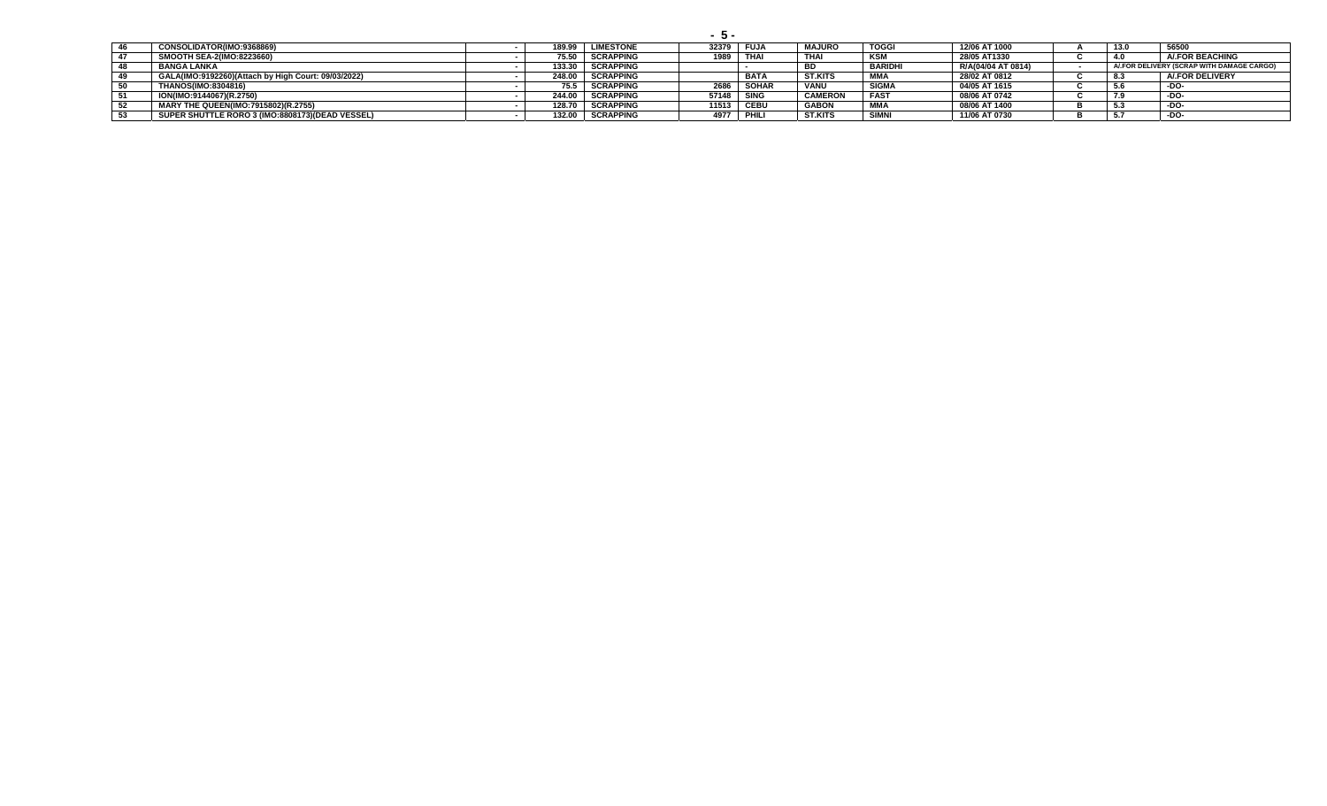| | | | | | | | | | | | | |
|---|---|---|---|---|---|---|---|---|---|---|---|---|
| 46 | CONSOLIDATOR(IMO:9368869) | - | 189.99 | LIMESTONE | 32379 | FUJA | MAJURO | TOGGI | 12/06 AT 1000 | A | 13.0 | 56500 |
| 47 | SMOOTH SEA-2(IMO:8223660) | - | 75.50 | SCRAPPING | 1989 | THAI | THAI | KSM | 28/05 AT1330 | C | 4.0 | A/.FOR BEACHING |
| 48 | BANGA LANKA | - | 133.30 | SCRAPPING | | - | BD | BARIDHI | R/A(04/04 AT 0814) | - | A/.FOR DELIVERY (SCRAP WITH DAMAGE CARGO) | |
| 49 | GALA(IMO:9192260)(Attach by High Court: 09/03/2022) | - | 248.00 | SCRAPPING | | BATA | ST.KITS | MMA | 28/02 AT 0812 | C | 8.3 | A/.FOR DELIVERY |
| 50 | THANOS(IMO:8304816) | - | 75.5 | SCRAPPING | 2686 | SOHAR | VANU | SIGMA | 04/05 AT 1615 | C | 5.6 | -DO- |
| 51 | ION(IMO:9144067)(R.2750) | - | 244.00 | SCRAPPING | 57148 | SING | CAMERON | FAST | 08/06 AT 0742 | C | 7.9 | -DO- |
| 52 | MARY THE QUEEN(IMO:7915802)(R.2755) | - | 128.70 | SCRAPPING | 11513 | CEBU | GABON | MMA | 08/06 AT 1400 | B | 5.3 | -DO- |
| 53 | SUPER SHUTTLE RORO 3 (IMO:8808173)(DEAD VESSEL) | - | 132.00 | SCRAPPING | 4977 | PHILI | ST.KITS | SIMNI | 11/06 AT 0730 | B | 5.7 | -DO- |